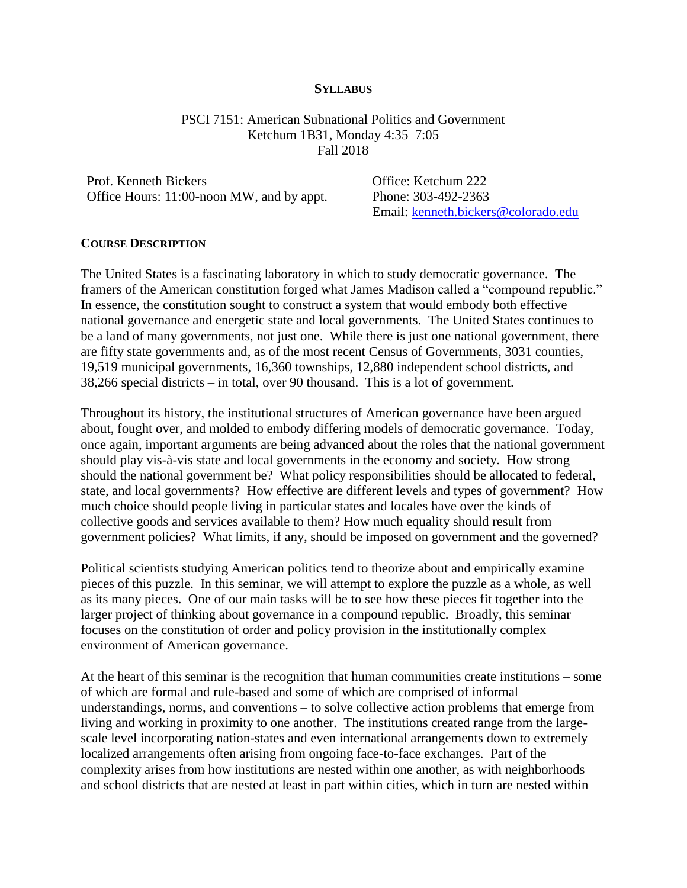**SYLLABUS**

PSCI 7151: American Subnational Politics and Government
Ketchum 1B31, Monday 4:35–7:05
Fall 2018

Prof. Kenneth Bickers
Office Hours: 11:00-noon MW, and by appt.

Office: Ketchum 222
Phone: 303-492-2363
Email: kenneth.bickers@colorado.edu

## COURSE DESCRIPTION

The United States is a fascinating laboratory in which to study democratic governance. The framers of the American constitution forged what James Madison called a "compound republic." In essence, the constitution sought to construct a system that would embody both effective national governance and energetic state and local governments. The United States continues to be a land of many governments, not just one. While there is just one national government, there are fifty state governments and, as of the most recent Census of Governments, 3031 counties, 19,519 municipal governments, 16,360 townships, 12,880 independent school districts, and 38,266 special districts – in total, over 90 thousand. This is a lot of government.

Throughout its history, the institutional structures of American governance have been argued about, fought over, and molded to embody differing models of democratic governance. Today, once again, important arguments are being advanced about the roles that the national government should play vis-à-vis state and local governments in the economy and society. How strong should the national government be? What policy responsibilities should be allocated to federal, state, and local governments? How effective are different levels and types of government? How much choice should people living in particular states and locales have over the kinds of collective goods and services available to them? How much equality should result from government policies? What limits, if any, should be imposed on government and the governed?

Political scientists studying American politics tend to theorize about and empirically examine pieces of this puzzle. In this seminar, we will attempt to explore the puzzle as a whole, as well as its many pieces. One of our main tasks will be to see how these pieces fit together into the larger project of thinking about governance in a compound republic. Broadly, this seminar focuses on the constitution of order and policy provision in the institutionally complex environment of American governance.

At the heart of this seminar is the recognition that human communities create institutions – some of which are formal and rule-based and some of which are comprised of informal understandings, norms, and conventions – to solve collective action problems that emerge from living and working in proximity to one another. The institutions created range from the large-scale level incorporating nation-states and even international arrangements down to extremely localized arrangements often arising from ongoing face-to-face exchanges. Part of the complexity arises from how institutions are nested within one another, as with neighborhoods and school districts that are nested at least in part within cities, which in turn are nested within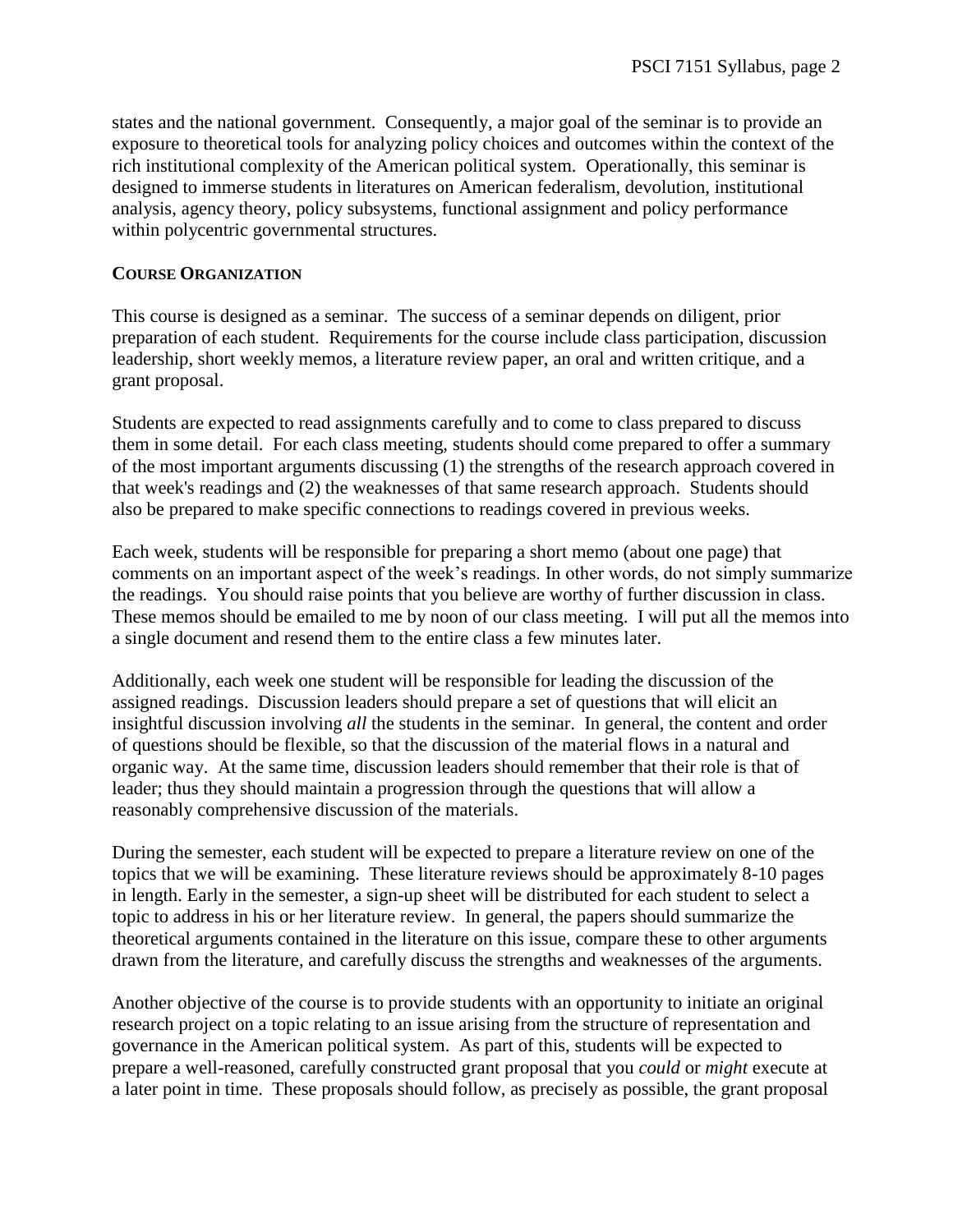states and the national government. Consequently, a major goal of the seminar is to provide an exposure to theoretical tools for analyzing policy choices and outcomes within the context of the rich institutional complexity of the American political system. Operationally, this seminar is designed to immerse students in literatures on American federalism, devolution, institutional analysis, agency theory, policy subsystems, functional assignment and policy performance within polycentric governmental structures.

## COURSE ORGANIZATION

This course is designed as a seminar. The success of a seminar depends on diligent, prior preparation of each student. Requirements for the course include class participation, discussion leadership, short weekly memos, a literature review paper, an oral and written critique, and a grant proposal.

Students are expected to read assignments carefully and to come to class prepared to discuss them in some detail. For each class meeting, students should come prepared to offer a summary of the most important arguments discussing (1) the strengths of the research approach covered in that week's readings and (2) the weaknesses of that same research approach. Students should also be prepared to make specific connections to readings covered in previous weeks.

Each week, students will be responsible for preparing a short memo (about one page) that comments on an important aspect of the week's readings. In other words, do not simply summarize the readings. You should raise points that you believe are worthy of further discussion in class. These memos should be emailed to me by noon of our class meeting. I will put all the memos into a single document and resend them to the entire class a few minutes later.

Additionally, each week one student will be responsible for leading the discussion of the assigned readings. Discussion leaders should prepare a set of questions that will elicit an insightful discussion involving *all* the students in the seminar. In general, the content and order of questions should be flexible, so that the discussion of the material flows in a natural and organic way. At the same time, discussion leaders should remember that their role is that of leader; thus they should maintain a progression through the questions that will allow a reasonably comprehensive discussion of the materials.

During the semester, each student will be expected to prepare a literature review on one of the topics that we will be examining. These literature reviews should be approximately 8-10 pages in length. Early in the semester, a sign-up sheet will be distributed for each student to select a topic to address in his or her literature review. In general, the papers should summarize the theoretical arguments contained in the literature on this issue, compare these to other arguments drawn from the literature, and carefully discuss the strengths and weaknesses of the arguments.

Another objective of the course is to provide students with an opportunity to initiate an original research project on a topic relating to an issue arising from the structure of representation and governance in the American political system. As part of this, students will be expected to prepare a well-reasoned, carefully constructed grant proposal that you *could* or *might* execute at a later point in time. These proposals should follow, as precisely as possible, the grant proposal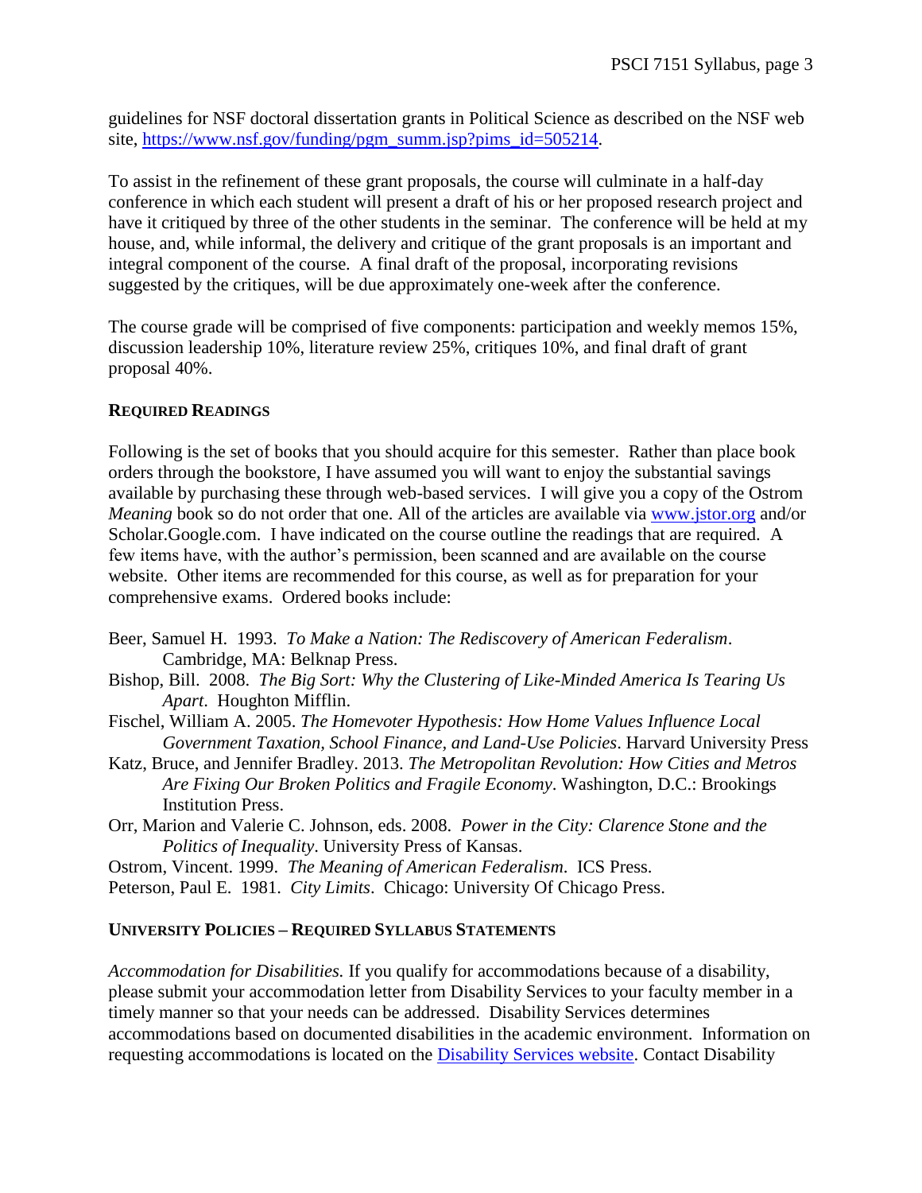guidelines for NSF doctoral dissertation grants in Political Science as described on the NSF web site, [https://www.nsf.gov/funding/pgm_summ.jsp?pims_id=505214](https://www.nsf.gov/funding/pgm_summ.jsp?pims_id=505214).

To assist in the refinement of these grant proposals, the course will culminate in a half-day conference in which each student will present a draft of his or her proposed research project and have it critiqued by three of the other students in the seminar. The conference will be held at my house, and, while informal, the delivery and critique of the grant proposals is an important and integral component of the course. A final draft of the proposal, incorporating revisions suggested by the critiques, will be due approximately one-week after the conference.

The course grade will be comprised of five components: participation and weekly memos 15%, discussion leadership 10%, literature review 25%, critiques 10%, and final draft of grant proposal 40%.

## Required Readings

Following is the set of books that you should acquire for this semester. Rather than place book orders through the bookstore, I have assumed you will want to enjoy the substantial savings available by purchasing these through web-based services. I will give you a copy of the Ostrom *Meaning* book so do not order that one. All of the articles are available via [www.jstor.org](http://www.jstor.org) and/or Scholar.Google.com. I have indicated on the course outline the readings that are required. A few items have, with the author's permission, been scanned and are available on the course website. Other items are recommended for this course, as well as for preparation for your comprehensive exams. Ordered books include:

Beer, Samuel H. 1993. *To Make a Nation: The Rediscovery of American Federalism*. Cambridge, MA: Belknap Press.

Bishop, Bill. 2008. *The Big Sort: Why the Clustering of Like-Minded America Is Tearing Us Apart*. Houghton Mifflin.

Fischel, William A. 2005. *The Homevoter Hypothesis: How Home Values Influence Local Government Taxation, School Finance, and Land-Use Policies*. Harvard University Press

Katz, Bruce, and Jennifer Bradley. 2013. *The Metropolitan Revolution: How Cities and Metros Are Fixing Our Broken Politics and Fragile Economy*. Washington, D.C.: Brookings Institution Press.

Orr, Marion and Valerie C. Johnson, eds. 2008. *Power in the City: Clarence Stone and the Politics of Inequality*. University Press of Kansas.

Ostrom, Vincent. 1999. *The Meaning of American Federalism*. ICS Press.

Peterson, Paul E. 1981. *City Limits*. Chicago: University Of Chicago Press.

## University Policies – Required Syllabus Statements

*Accommodation for Disabilities.* If you qualify for accommodations because of a disability, please submit your accommodation letter from Disability Services to your faculty member in a timely manner so that your needs can be addressed. Disability Services determines accommodations based on documented disabilities in the academic environment. Information on requesting accommodations is located on the Disability Services website. Contact Disability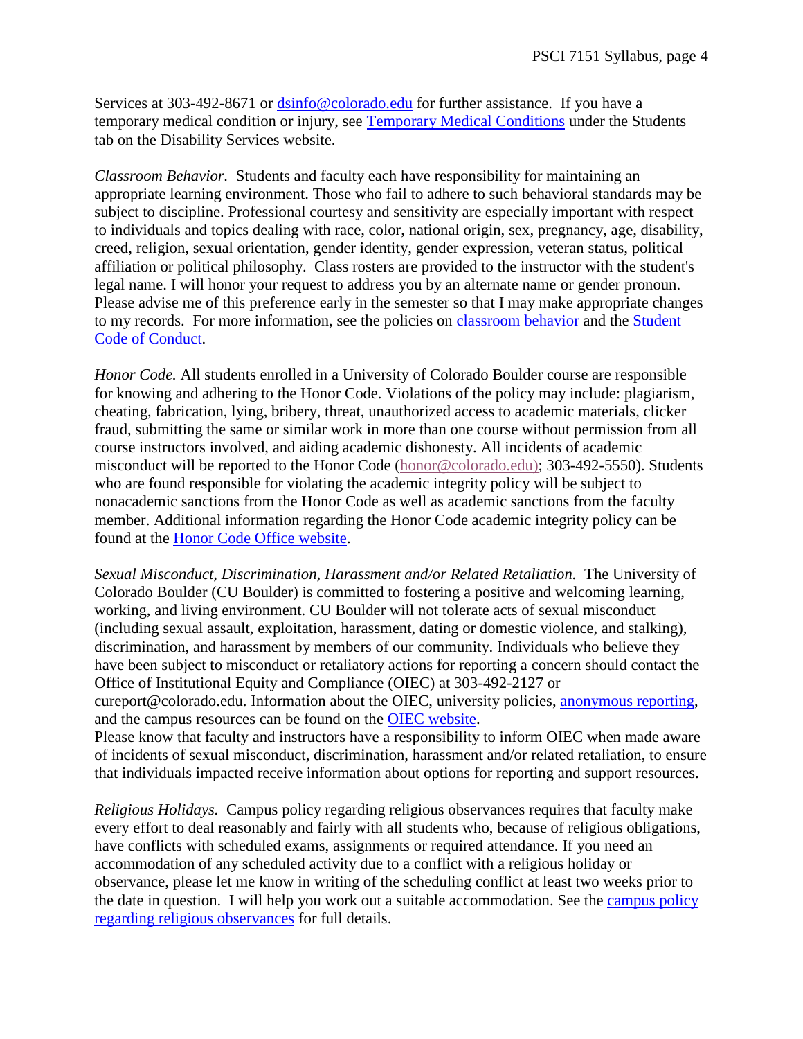Services at 303-492-8671 or [dsinfo@colorado.edu](mailto:dsinfo@colorado.edu) for further assistance. If you have a temporary medical condition or injury, see [Temporary Medical Conditions]() under the Students tab on the Disability Services website.

*Classroom Behavior.* Students and faculty each have responsibility for maintaining an appropriate learning environment. Those who fail to adhere to such behavioral standards may be subject to discipline. Professional courtesy and sensitivity are especially important with respect to individuals and topics dealing with race, color, national origin, sex, pregnancy, age, disability, creed, religion, sexual orientation, gender identity, gender expression, veteran status, political affiliation or political philosophy. Class rosters are provided to the instructor with the student's legal name. I will honor your request to address you by an alternate name or gender pronoun. Please advise me of this preference early in the semester so that I may make appropriate changes to my records. For more information, see the policies on [classroom behavior]() and the [Student Code of Conduct]().

*Honor Code.* All students enrolled in a University of Colorado Boulder course are responsible for knowing and adhering to the Honor Code. Violations of the policy may include: plagiarism, cheating, fabrication, lying, bribery, threat, unauthorized access to academic materials, clicker fraud, submitting the same or similar work in more than one course without permission from all course instructors involved, and aiding academic dishonesty. All incidents of academic misconduct will be reported to the Honor Code ([honor@colorado.edu](mailto:honor@colorado.edu)); 303-492-5550). Students who are found responsible for violating the academic integrity policy will be subject to nonacademic sanctions from the Honor Code as well as academic sanctions from the faculty member. Additional information regarding the Honor Code academic integrity policy can be found at the [Honor Code Office website]().

*Sexual Misconduct, Discrimination, Harassment and/or Related Retaliation.* The University of Colorado Boulder (CU Boulder) is committed to fostering a positive and welcoming learning, working, and living environment. CU Boulder will not tolerate acts of sexual misconduct (including sexual assault, exploitation, harassment, dating or domestic violence, and stalking), discrimination, and harassment by members of our community. Individuals who believe they have been subject to misconduct or retaliatory actions for reporting a concern should contact the Office of Institutional Equity and Compliance (OIEC) at 303-492-2127 or cureport@colorado.edu. Information about the OIEC, university policies, [anonymous reporting](), and the campus resources can be found on the [OIEC website]().
Please know that faculty and instructors have a responsibility to inform OIEC when made aware of incidents of sexual misconduct, discrimination, harassment and/or related retaliation, to ensure that individuals impacted receive information about options for reporting and support resources.

*Religious Holidays.* Campus policy regarding religious observances requires that faculty make every effort to deal reasonably and fairly with all students who, because of religious obligations, have conflicts with scheduled exams, assignments or required attendance. If you need an accommodation of any scheduled activity due to a conflict with a religious holiday or observance, please let me know in writing of the scheduling conflict at least two weeks prior to the date in question. I will help you work out a suitable accommodation. See the [campus policy regarding religious observances]() for full details.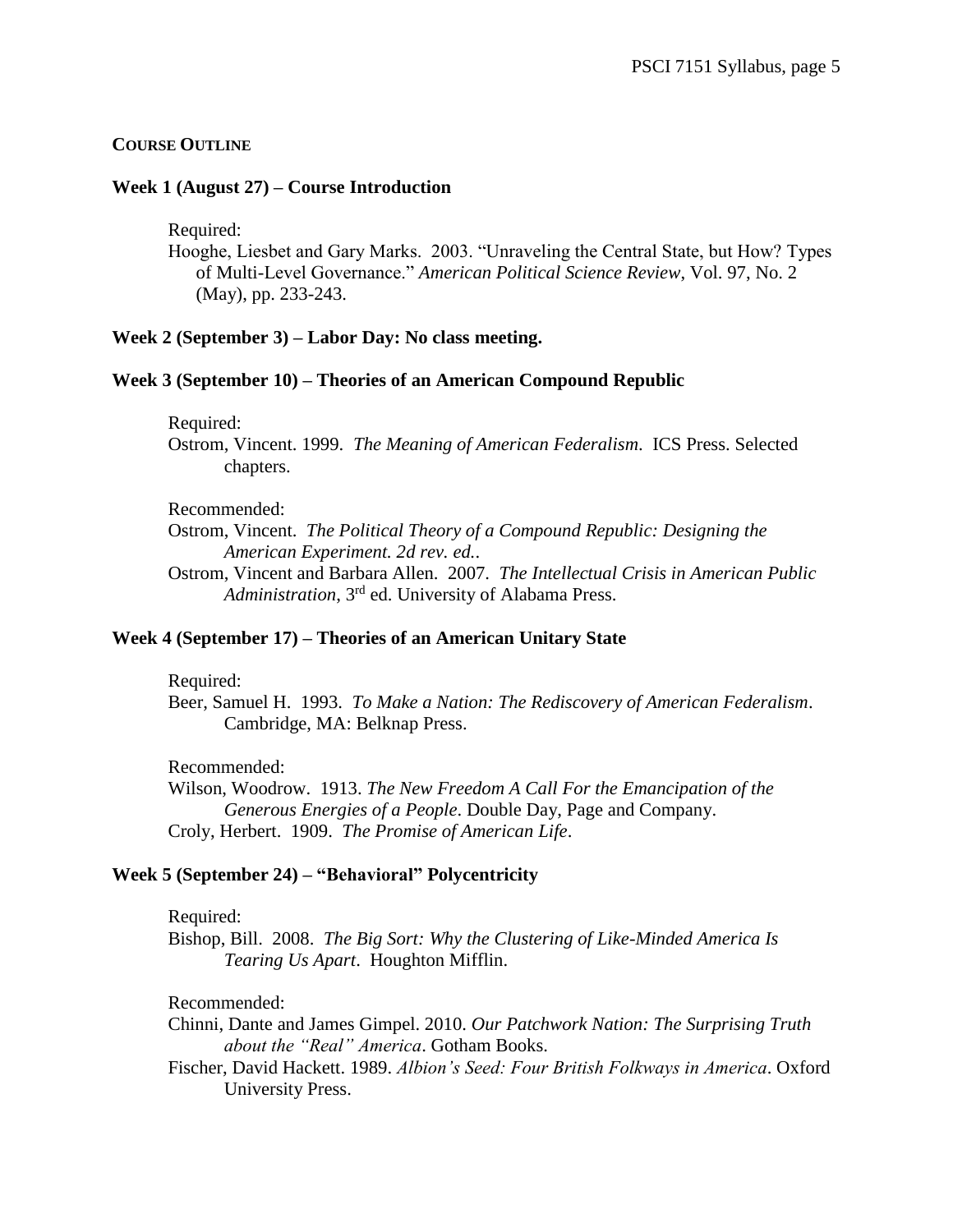## COURSE OUTLINE

### Week 1 (August 27) – Course Introduction

Required:

Hooghe, Liesbet and Gary Marks. 2003. "Unraveling the Central State, but How? Types of Multi-Level Governance." *American Political Science Review*, Vol. 97, No. 2 (May), pp. 233-243.

### Week 2 (September 3) – Labor Day: No class meeting.

### Week 3 (September 10) – Theories of an American Compound Republic

Required:

Ostrom, Vincent. 1999. *The Meaning of American Federalism*. ICS Press. Selected chapters.

Recommended:

Ostrom, Vincent. *The Political Theory of a Compound Republic: Designing the American Experiment. 2d rev. ed.*.

Ostrom, Vincent and Barbara Allen. 2007. *The Intellectual Crisis in American Public Administration*, 3rd ed. University of Alabama Press.

### Week 4 (September 17) – Theories of an American Unitary State

Required:

Beer, Samuel H. 1993. *To Make a Nation: The Rediscovery of American Federalism*. Cambridge, MA: Belknap Press.

Recommended:

Wilson, Woodrow. 1913. *The New Freedom A Call For the Emancipation of the Generous Energies of a People*. Double Day, Page and Company.

Croly, Herbert. 1909. *The Promise of American Life*.

### Week 5 (September 24) – "Behavioral" Polycentricity

Required:

Bishop, Bill. 2008. *The Big Sort: Why the Clustering of Like-Minded America Is Tearing Us Apart*. Houghton Mifflin.

Recommended:

Chinni, Dante and James Gimpel. 2010. *Our Patchwork Nation: The Surprising Truth about the "Real" America*. Gotham Books.

Fischer, David Hackett. 1989. *Albion's Seed: Four British Folkways in America*. Oxford University Press.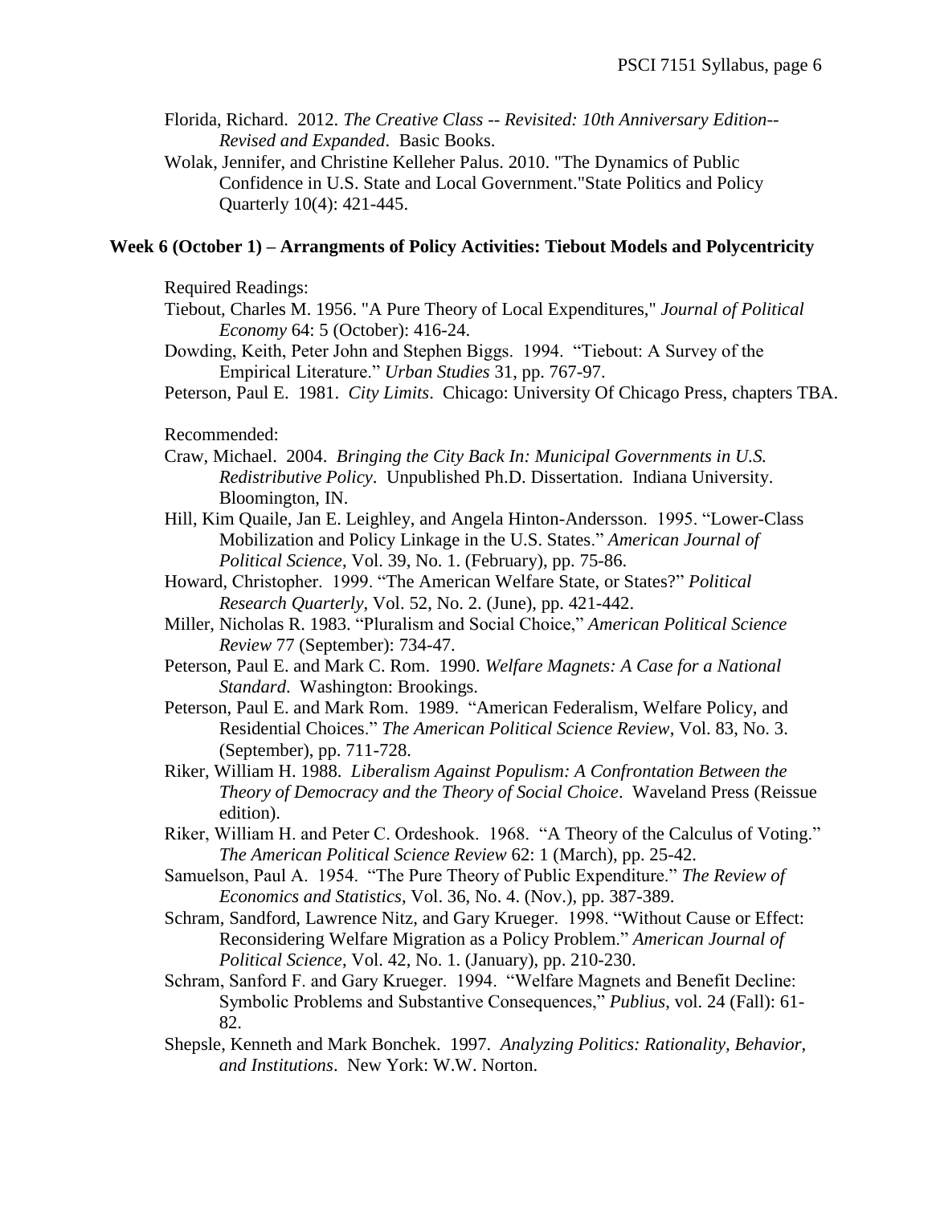Florida, Richard. 2012. *The Creative Class -- Revisited: 10th Anniversary Edition--Revised and Expanded*. Basic Books.

Wolak, Jennifer, and Christine Kelleher Palus. 2010. "The Dynamics of Public Confidence in U.S. State and Local Government."State Politics and Policy Quarterly 10(4): 421-445.

**Week 6 (October 1) – Arrangments of Policy Activities: Tiebout Models and Polycentricity**

Required Readings:

Tiebout, Charles M. 1956. "A Pure Theory of Local Expenditures," *Journal of Political Economy* 64: 5 (October): 416-24.

Dowding, Keith, Peter John and Stephen Biggs. 1994. "Tiebout: A Survey of the Empirical Literature." *Urban Studies* 31, pp. 767-97.

Peterson, Paul E. 1981. *City Limits*. Chicago: University Of Chicago Press, chapters TBA.

Recommended:

Craw, Michael. 2004. *Bringing the City Back In: Municipal Governments in U.S. Redistributive Policy*. Unpublished Ph.D. Dissertation. Indiana University. Bloomington, IN.

Hill, Kim Quaile, Jan E. Leighley, and Angela Hinton-Andersson. 1995. "Lower-Class Mobilization and Policy Linkage in the U.S. States." *American Journal of Political Science*, Vol. 39, No. 1. (February), pp. 75-86.

Howard, Christopher. 1999. "The American Welfare State, or States?" *Political Research Quarterly*, Vol. 52, No. 2. (June), pp. 421-442.

Miller, Nicholas R. 1983. "Pluralism and Social Choice," *American Political Science Review* 77 (September): 734-47.

Peterson, Paul E. and Mark C. Rom. 1990. *Welfare Magnets: A Case for a National Standard*. Washington: Brookings.

Peterson, Paul E. and Mark Rom. 1989. "American Federalism, Welfare Policy, and Residential Choices." *The American Political Science Review*, Vol. 83, No. 3. (September), pp. 711-728.

Riker, William H. 1988. *Liberalism Against Populism: A Confrontation Between the Theory of Democracy and the Theory of Social Choice*. Waveland Press (Reissue edition).

Riker, William H. and Peter C. Ordeshook. 1968. "A Theory of the Calculus of Voting." *The American Political Science Review* 62: 1 (March), pp. 25-42.

Samuelson, Paul A. 1954. "The Pure Theory of Public Expenditure." *The Review of Economics and Statistics*, Vol. 36, No. 4. (Nov.), pp. 387-389.

Schram, Sandford, Lawrence Nitz, and Gary Krueger. 1998. "Without Cause or Effect: Reconsidering Welfare Migration as a Policy Problem." *American Journal of Political Science*, Vol. 42, No. 1. (January), pp. 210-230.

Schram, Sanford F. and Gary Krueger. 1994. "Welfare Magnets and Benefit Decline: Symbolic Problems and Substantive Consequences," *Publius*, vol. 24 (Fall): 61-82.

Shepsle, Kenneth and Mark Bonchek. 1997. *Analyzing Politics: Rationality, Behavior, and Institutions*. New York: W.W. Norton.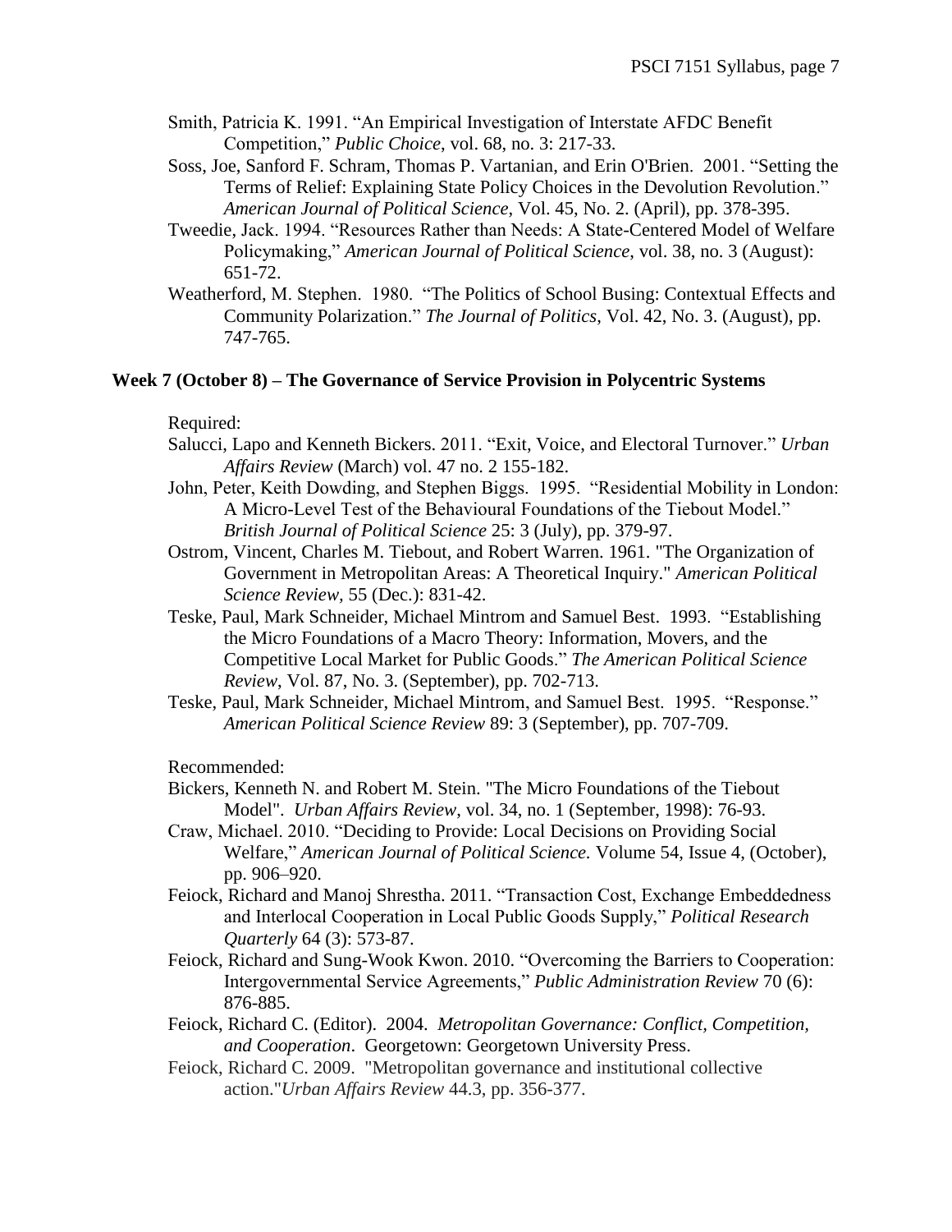Smith, Patricia K. 1991. "An Empirical Investigation of Interstate AFDC Benefit Competition," *Public Choice*, vol. 68, no. 3: 217-33.

Soss, Joe, Sanford F. Schram, Thomas P. Vartanian, and Erin O'Brien. 2001. "Setting the Terms of Relief: Explaining State Policy Choices in the Devolution Revolution." *American Journal of Political Science*, Vol. 45, No. 2. (April), pp. 378-395.

Tweedie, Jack. 1994. "Resources Rather than Needs: A State-Centered Model of Welfare Policymaking," *American Journal of Political Science*, vol. 38, no. 3 (August): 651-72.

Weatherford, M. Stephen. 1980. "The Politics of School Busing: Contextual Effects and Community Polarization." *The Journal of Politics*, Vol. 42, No. 3. (August), pp. 747-765.

**Week 7 (October 8) – The Governance of Service Provision in Polycentric Systems**

Required:

Salucci, Lapo and Kenneth Bickers. 2011. "Exit, Voice, and Electoral Turnover." *Urban Affairs Review* (March) vol. 47 no. 2 155-182.

John, Peter, Keith Dowding, and Stephen Biggs. 1995. "Residential Mobility in London: A Micro-Level Test of the Behavioural Foundations of the Tiebout Model." *British Journal of Political Science* 25: 3 (July), pp. 379-97.

Ostrom, Vincent, Charles M. Tiebout, and Robert Warren. 1961. "The Organization of Government in Metropolitan Areas: A Theoretical Inquiry." *American Political Science Review*, 55 (Dec.): 831-42.

Teske, Paul, Mark Schneider, Michael Mintrom and Samuel Best. 1993. "Establishing the Micro Foundations of a Macro Theory: Information, Movers, and the Competitive Local Market for Public Goods." *The American Political Science Review*, Vol. 87, No. 3. (September), pp. 702-713.

Teske, Paul, Mark Schneider, Michael Mintrom, and Samuel Best. 1995. "Response." *American Political Science Review* 89: 3 (September), pp. 707-709.

Recommended:

Bickers, Kenneth N. and Robert M. Stein. "The Micro Foundations of the Tiebout Model". *Urban Affairs Review*, vol. 34, no. 1 (September, 1998): 76-93.

Craw, Michael. 2010. "Deciding to Provide: Local Decisions on Providing Social Welfare," *American Journal of Political Science.* Volume 54, Issue 4, (October), pp. 906–920.

Feiock, Richard and Manoj Shrestha. 2011. "Transaction Cost, Exchange Embeddedness and Interlocal Cooperation in Local Public Goods Supply," *Political Research Quarterly* 64 (3): 573-87.

Feiock, Richard and Sung-Wook Kwon. 2010. "Overcoming the Barriers to Cooperation: Intergovernmental Service Agreements," *Public Administration Review* 70 (6): 876-885.

Feiock, Richard C. (Editor). 2004. *Metropolitan Governance: Conflict, Competition, and Cooperation*. Georgetown: Georgetown University Press.

Feiock, Richard C. 2009. "Metropolitan governance and institutional collective action."*Urban Affairs Review* 44.3, pp. 356-377.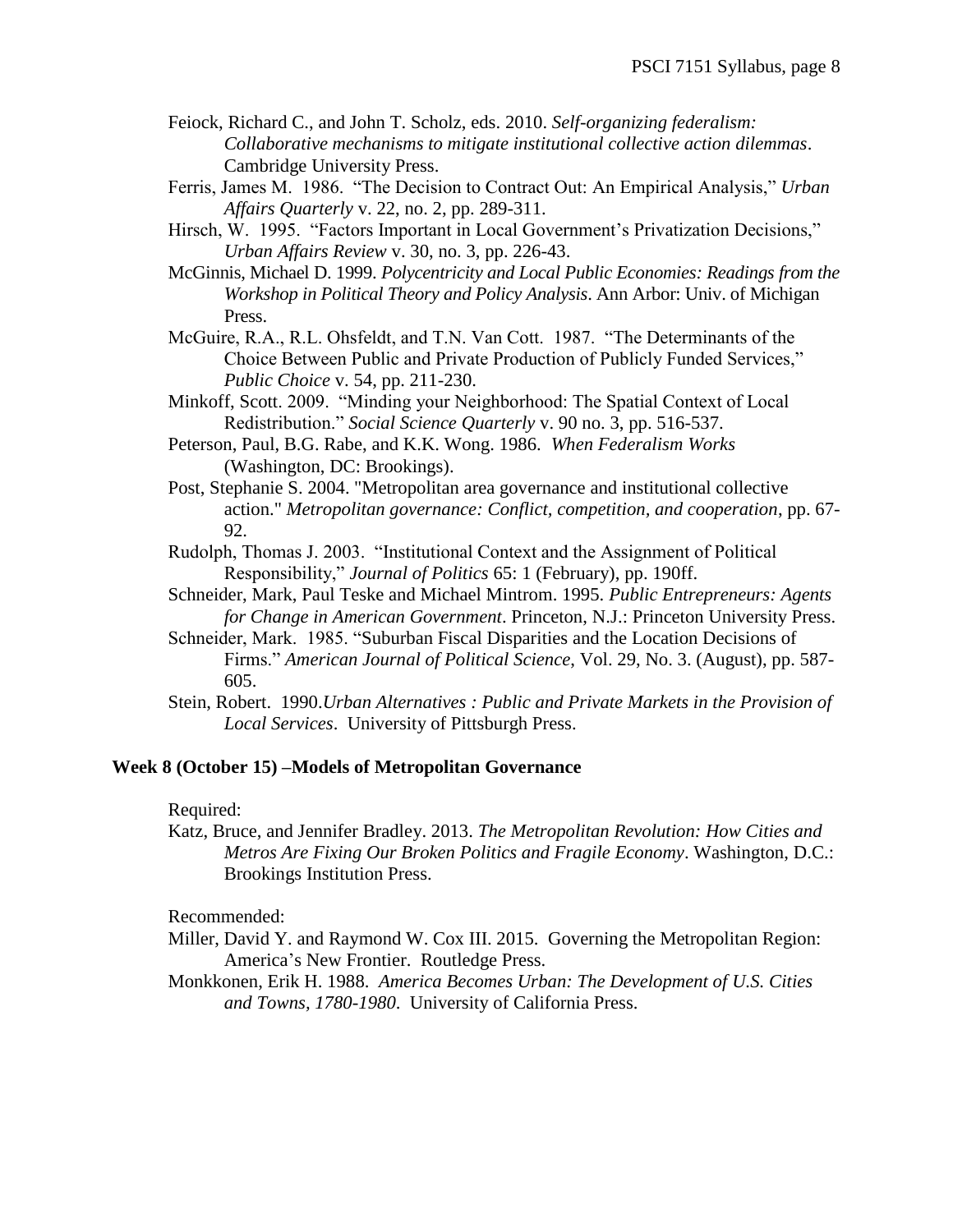Feiock, Richard C., and John T. Scholz, eds. 2010. *Self-organizing federalism: Collaborative mechanisms to mitigate institutional collective action dilemmas*. Cambridge University Press.

Ferris, James M. 1986. "The Decision to Contract Out: An Empirical Analysis," *Urban Affairs Quarterly* v. 22, no. 2, pp. 289-311.

Hirsch, W. 1995. "Factors Important in Local Government's Privatization Decisions," *Urban Affairs Review* v. 30, no. 3, pp. 226-43.

McGinnis, Michael D. 1999. *Polycentricity and Local Public Economies: Readings from the Workshop in Political Theory and Policy Analysis*. Ann Arbor: Univ. of Michigan Press.

McGuire, R.A., R.L. Ohsfeldt, and T.N. Van Cott. 1987. "The Determinants of the Choice Between Public and Private Production of Publicly Funded Services," *Public Choice* v. 54, pp. 211-230.

Minkoff, Scott. 2009. "Minding your Neighborhood: The Spatial Context of Local Redistribution." *Social Science Quarterly* v. 90 no. 3, pp. 516-537.

Peterson, Paul, B.G. Rabe, and K.K. Wong. 1986. *When Federalism Works* (Washington, DC: Brookings).

Post, Stephanie S. 2004. "Metropolitan area governance and institutional collective action." *Metropolitan governance: Conflict, competition, and cooperation*, pp. 67-92.

Rudolph, Thomas J. 2003. "Institutional Context and the Assignment of Political Responsibility," *Journal of Politics* 65: 1 (February), pp. 190ff.

Schneider, Mark, Paul Teske and Michael Mintrom. 1995. *Public Entrepreneurs: Agents for Change in American Government*. Princeton, N.J.: Princeton University Press.

Schneider, Mark. 1985. "Suburban Fiscal Disparities and the Location Decisions of Firms." *American Journal of Political Science*, Vol. 29, No. 3. (August), pp. 587-605.

Stein, Robert. 1990.*Urban Alternatives : Public and Private Markets in the Provision of Local Services*. University of Pittsburgh Press.

**Week 8 (October 15) –Models of Metropolitan Governance**

Required:

Katz, Bruce, and Jennifer Bradley. 2013. *The Metropolitan Revolution: How Cities and Metros Are Fixing Our Broken Politics and Fragile Economy*. Washington, D.C.: Brookings Institution Press.

Recommended:

Miller, David Y. and Raymond W. Cox III. 2015. Governing the Metropolitan Region: America's New Frontier. Routledge Press.

Monkkonen, Erik H. 1988. *America Becomes Urban: The Development of U.S. Cities and Towns, 1780-1980*. University of California Press.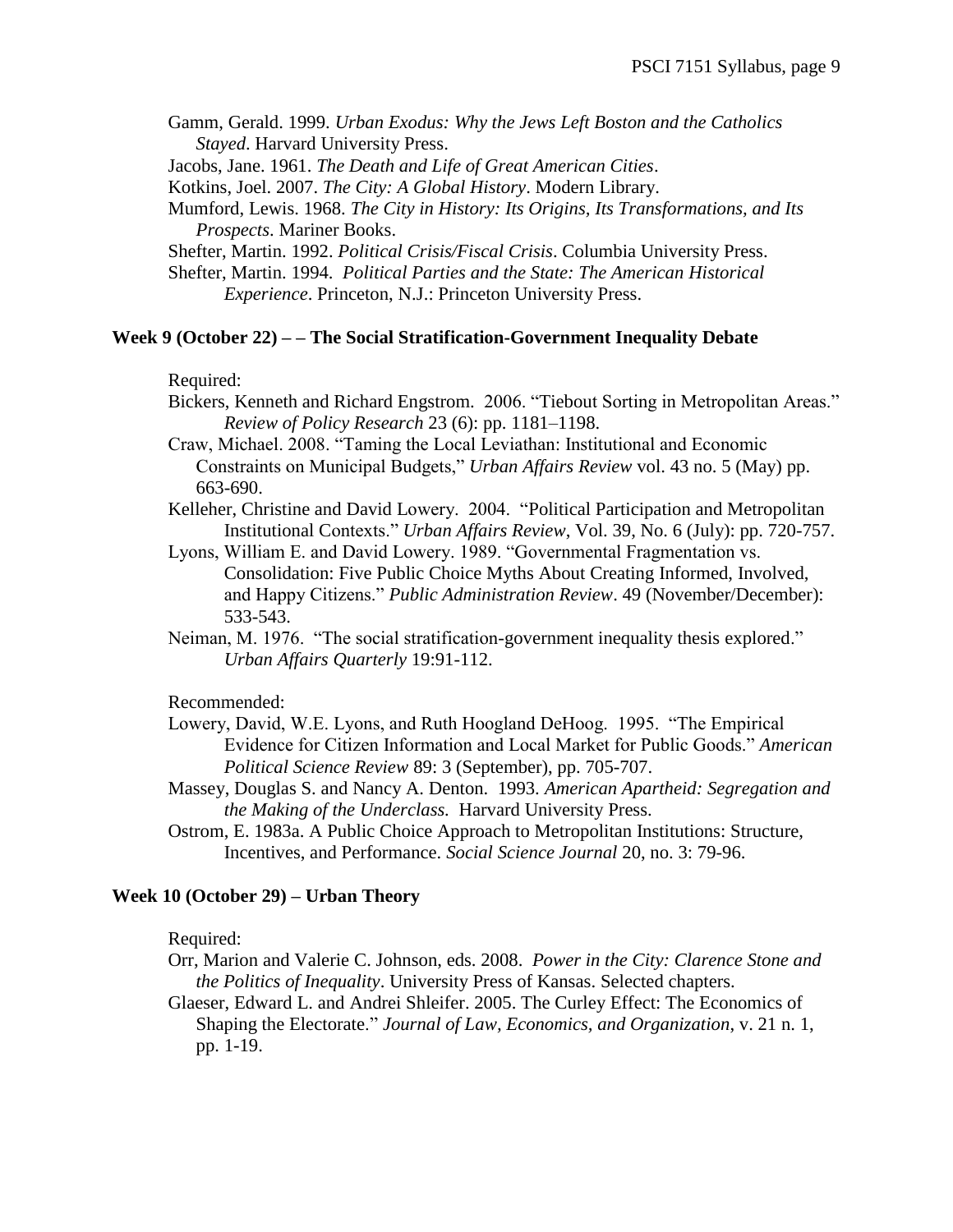Gamm, Gerald. 1999. *Urban Exodus: Why the Jews Left Boston and the Catholics Stayed*. Harvard University Press.

Jacobs, Jane. 1961. *The Death and Life of Great American Cities*.

Kotkins, Joel. 2007. *The City: A Global History*. Modern Library.

Mumford, Lewis. 1968. *The City in History: Its Origins, Its Transformations, and Its Prospects*. Mariner Books.

Shefter, Martin. 1992. *Political Crisis/Fiscal Crisis*. Columbia University Press.

Shefter, Martin. 1994. *Political Parties and the State: The American Historical Experience*. Princeton, N.J.: Princeton University Press.

### Week 9 (October 22) – – The Social Stratification-Government Inequality Debate

Required:

Bickers, Kenneth and Richard Engstrom. 2006. "Tiebout Sorting in Metropolitan Areas." *Review of Policy Research* 23 (6): pp. 1181–1198.

Craw, Michael. 2008. "Taming the Local Leviathan: Institutional and Economic Constraints on Municipal Budgets," *Urban Affairs Review* vol. 43 no. 5 (May) pp. 663-690.

Kelleher, Christine and David Lowery. 2004. "Political Participation and Metropolitan Institutional Contexts." *Urban Affairs Review*, Vol. 39, No. 6 (July): pp. 720-757.

Lyons, William E. and David Lowery. 1989. "Governmental Fragmentation vs. Consolidation: Five Public Choice Myths About Creating Informed, Involved, and Happy Citizens." *Public Administration Review*. 49 (November/December): 533-543.

Neiman, M. 1976. "The social stratification-government inequality thesis explored." *Urban Affairs Quarterly* 19:91-112.

Recommended:

Lowery, David, W.E. Lyons, and Ruth Hoogland DeHoog. 1995. "The Empirical Evidence for Citizen Information and Local Market for Public Goods." *American Political Science Review* 89: 3 (September), pp. 705-707.

Massey, Douglas S. and Nancy A. Denton. 1993. *American Apartheid: Segregation and the Making of the Underclass.* Harvard University Press.

Ostrom, E. 1983a. A Public Choice Approach to Metropolitan Institutions: Structure, Incentives, and Performance. *Social Science Journal* 20, no. 3: 79-96.

### Week 10 (October 29) – Urban Theory

Required:

Orr, Marion and Valerie C. Johnson, eds. 2008. *Power in the City: Clarence Stone and the Politics of Inequality*. University Press of Kansas. Selected chapters.

Glaeser, Edward L. and Andrei Shleifer. 2005. The Curley Effect: The Economics of Shaping the Electorate." *Journal of Law, Economics, and Organization*, v. 21 n. 1, pp. 1-19.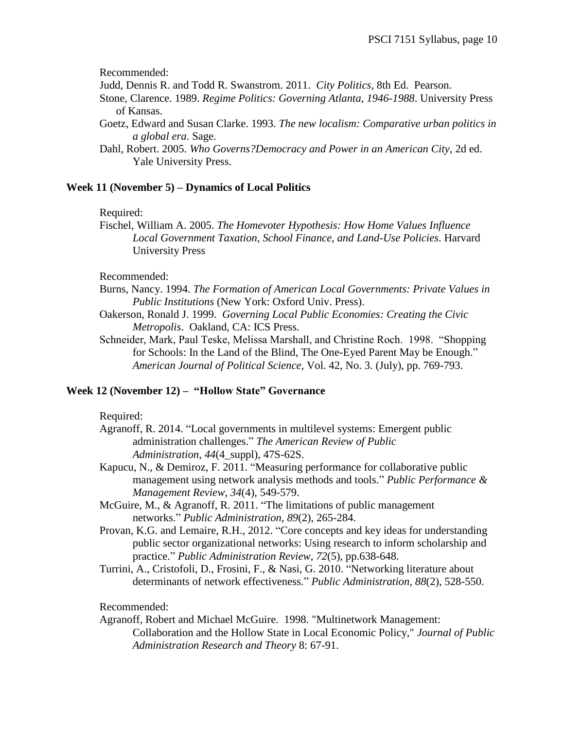Recommended:

Judd, Dennis R. and Todd R. Swanstrom. 2011. *City Politics*, 8th Ed. Pearson.

Stone, Clarence. 1989. *Regime Politics: Governing Atlanta, 1946-1988*. University Press of Kansas.

Goetz, Edward and Susan Clarke. 1993. *The new localism: Comparative urban politics in a global era*. Sage.

Dahl, Robert. 2005. *Who Governs?Democracy and Power in an American City*, 2d ed. Yale University Press.

### Week 11 (November 5) – Dynamics of Local Politics

Required:

Fischel, William A. 2005. *The Homevoter Hypothesis: How Home Values Influence Local Government Taxation, School Finance, and Land-Use Policies*. Harvard University Press

Recommended:

Burns, Nancy. 1994. *The Formation of American Local Governments: Private Values in Public Institutions* (New York: Oxford Univ. Press).

Oakerson, Ronald J. 1999. *Governing Local Public Economies: Creating the Civic Metropolis*. Oakland, CA: ICS Press.

Schneider, Mark, Paul Teske, Melissa Marshall, and Christine Roch. 1998. "Shopping for Schools: In the Land of the Blind, The One-Eyed Parent May be Enough." *American Journal of Political Science*, Vol. 42, No. 3. (July), pp. 769-793.

### Week 12 (November 12) – "Hollow State" Governance

Required:

Agranoff, R. 2014. "Local governments in multilevel systems: Emergent public administration challenges." *The American Review of Public Administration*, *44*(4_suppl), 47S-62S.

Kapucu, N., & Demiroz, F. 2011. "Measuring performance for collaborative public management using network analysis methods and tools." *Public Performance & Management Review*, *34*(4), 549-579.

McGuire, M., & Agranoff, R. 2011. "The limitations of public management networks." *Public Administration*, *89*(2), 265-284.

Provan, K.G. and Lemaire, R.H., 2012. "Core concepts and key ideas for understanding public sector organizational networks: Using research to inform scholarship and practice." *Public Administration Review*, *72*(5), pp.638-648.

Turrini, A., Cristofoli, D., Frosini, F., & Nasi, G. 2010. "Networking literature about determinants of network effectiveness." *Public Administration*, *88*(2), 528-550.

Recommended:

Agranoff, Robert and Michael McGuire. 1998. "Multinetwork Management: Collaboration and the Hollow State in Local Economic Policy," *Journal of Public Administration Research and Theory* 8: 67-91.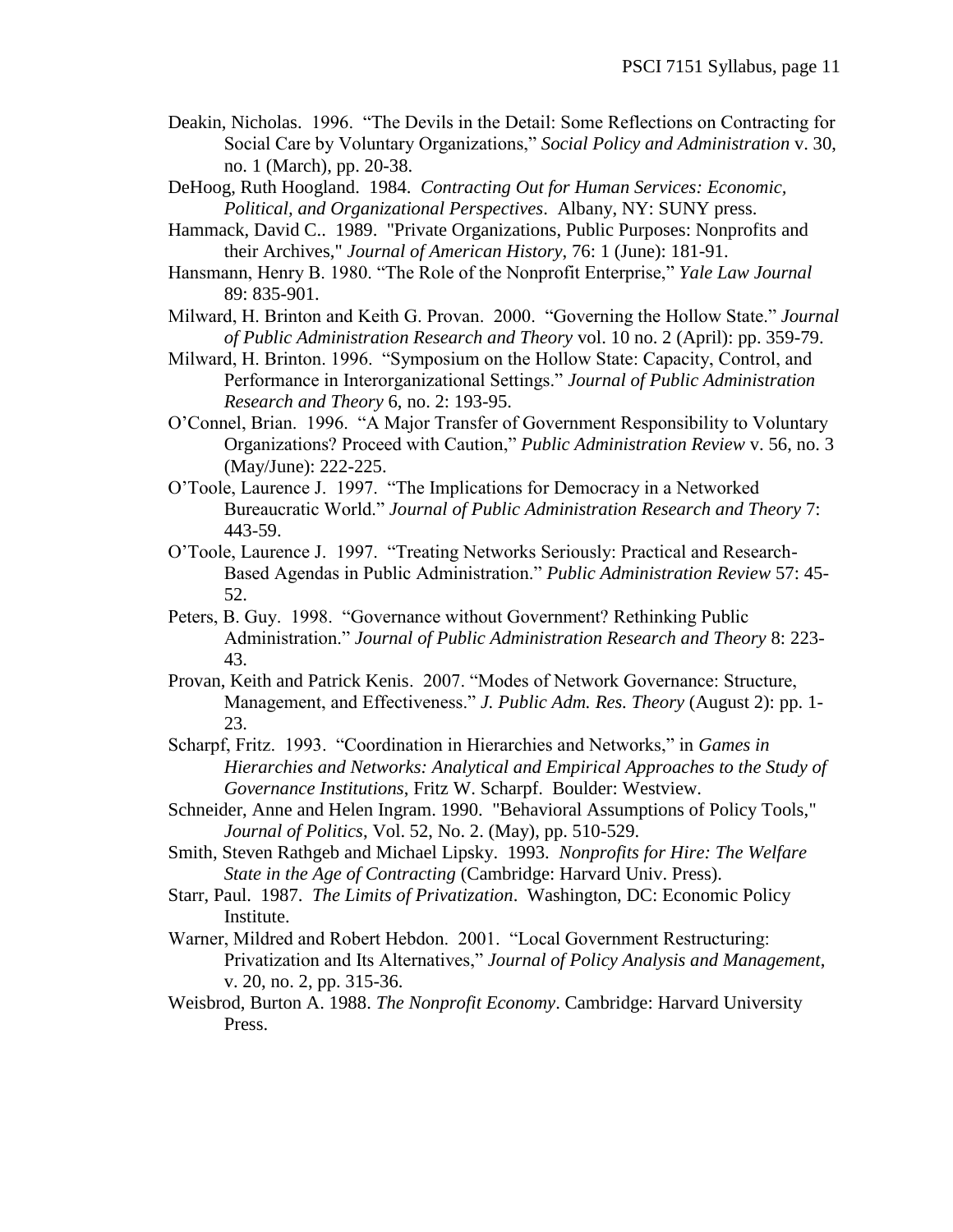Deakin, Nicholas. 1996. "The Devils in the Detail: Some Reflections on Contracting for Social Care by Voluntary Organizations," *Social Policy and Administration* v. 30, no. 1 (March), pp. 20-38.

DeHoog, Ruth Hoogland. 1984. *Contracting Out for Human Services: Economic, Political, and Organizational Perspectives*. Albany, NY: SUNY press.

Hammack, David C.. 1989. "Private Organizations, Public Purposes: Nonprofits and their Archives," *Journal of American History*, 76: 1 (June): 181-91.

Hansmann, Henry B. 1980. "The Role of the Nonprofit Enterprise," *Yale Law Journal* 89: 835-901.

Milward, H. Brinton and Keith G. Provan. 2000. "Governing the Hollow State." *Journal of Public Administration Research and Theory* vol. 10 no. 2 (April): pp. 359-79.

Milward, H. Brinton. 1996. "Symposium on the Hollow State: Capacity, Control, and Performance in Interorganizational Settings." *Journal of Public Administration Research and Theory* 6, no. 2: 193-95.

O'Connel, Brian. 1996. "A Major Transfer of Government Responsibility to Voluntary Organizations? Proceed with Caution," *Public Administration Review* v. 56, no. 3 (May/June): 222-225.

O'Toole, Laurence J. 1997. "The Implications for Democracy in a Networked Bureaucratic World." *Journal of Public Administration Research and Theory* 7: 443-59.

O'Toole, Laurence J. 1997. "Treating Networks Seriously: Practical and Research-Based Agendas in Public Administration." *Public Administration Review* 57: 45-52.

Peters, B. Guy. 1998. "Governance without Government? Rethinking Public Administration." *Journal of Public Administration Research and Theory* 8: 223-43.

Provan, Keith and Patrick Kenis. 2007. "Modes of Network Governance: Structure, Management, and Effectiveness." *J. Public Adm. Res. Theory* (August 2): pp. 1-23.

Scharpf, Fritz. 1993. "Coordination in Hierarchies and Networks," in *Games in Hierarchies and Networks: Analytical and Empirical Approaches to the Study of Governance Institutions*, Fritz W. Scharpf. Boulder: Westview.

Schneider, Anne and Helen Ingram. 1990. "Behavioral Assumptions of Policy Tools," *Journal of Politics*, Vol. 52, No. 2. (May), pp. 510-529.

Smith, Steven Rathgeb and Michael Lipsky. 1993. *Nonprofits for Hire: The Welfare State in the Age of Contracting* (Cambridge: Harvard Univ. Press).

Starr, Paul. 1987. *The Limits of Privatization*. Washington, DC: Economic Policy Institute.

Warner, Mildred and Robert Hebdon. 2001. "Local Government Restructuring: Privatization and Its Alternatives," *Journal of Policy Analysis and Management*, v. 20, no. 2, pp. 315-36.

Weisbrod, Burton A. 1988. *The Nonprofit Economy*. Cambridge: Harvard University Press.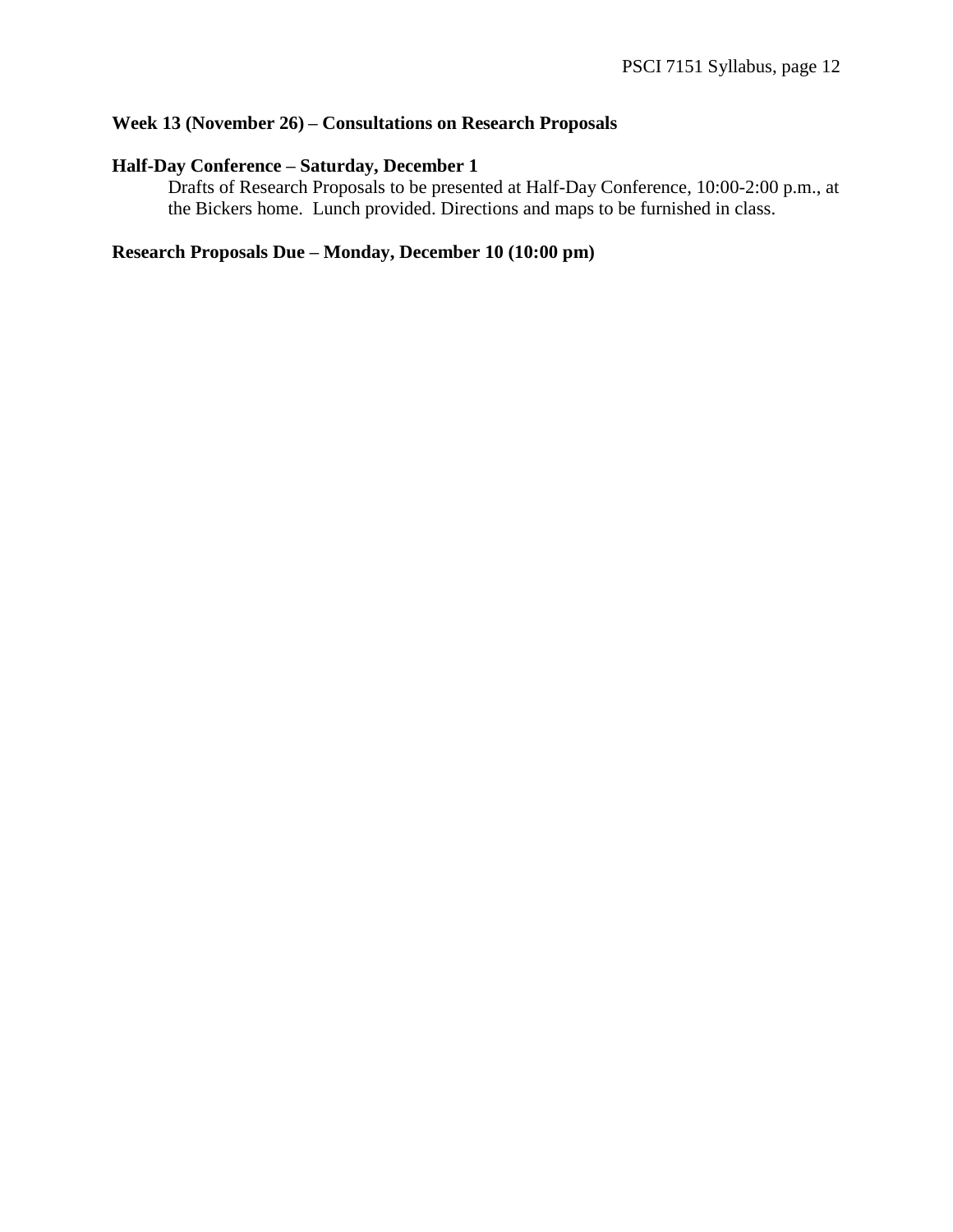**Week 13 (November 26) – Consultations on Research Proposals**

**Half-Day Conference – Saturday, December 1**

Drafts of Research Proposals to be presented at Half-Day Conference, 10:00-2:00 p.m., at the Bickers home. Lunch provided. Directions and maps to be furnished in class.

**Research Proposals Due – Monday, December 10 (10:00 pm)**